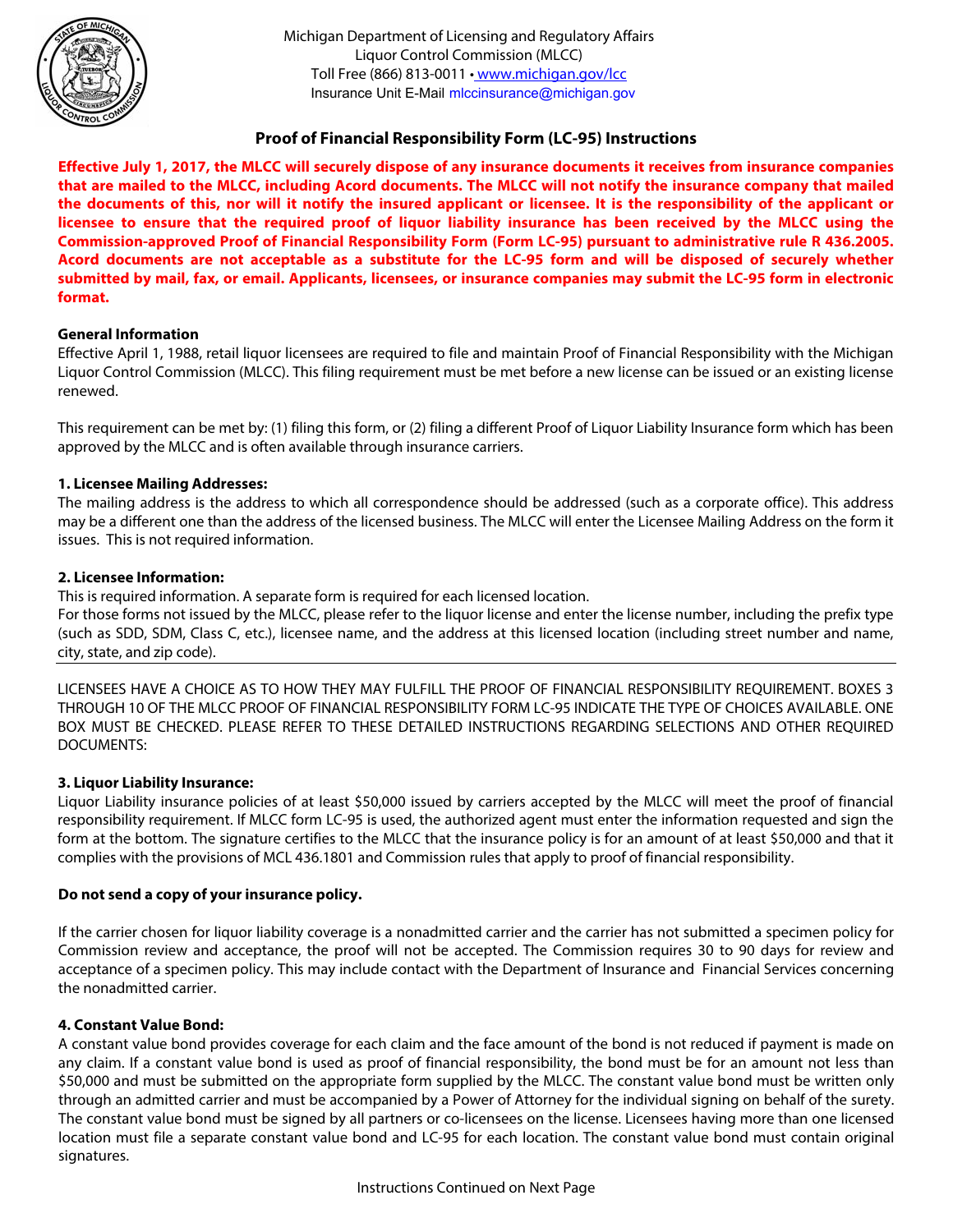Michigan Department of Licensing and Regulatory Affairs
Liquor Control Commission (MLCC)
Toll Free (866) 813-0011 • www.michigan.gov/lcc
Insurance Unit E-Mail mlccinsurance@michigan.gov

# Proof of Financial Responsibility Form (LC-95) Instructions

**Effective July 1, 2017, the MLCC will securely dispose of any insurance documents it receives from insurance companies that are mailed to the MLCC, including Acord documents. The MLCC will not notify the insurance company that mailed the documents of this, nor will it notify the insured applicant or licensee. It is the responsibility of the applicant or licensee to ensure that the required proof of liquor liability insurance has been received by the MLCC using the Commission-approved Proof of Financial Responsibility Form (Form LC-95) pursuant to administrative rule R 436.2005. Acord documents are not acceptable as a substitute for the LC-95 form and will be disposed of securely whether submitted by mail, fax, or email. Applicants, licensees, or insurance companies may submit the LC-95 form in electronic format.**

## General Information

Effective April 1, 1988, retail liquor licensees are required to file and maintain Proof of Financial Responsibility with the Michigan Liquor Control Commission (MLCC). This filing requirement must be met before a new license can be issued or an existing license renewed.

This requirement can be met by: (1) filing this form, or (2) filing a different Proof of Liquor Liability Insurance form which has been approved by the MLCC and is often available through insurance carriers.

## 1. Licensee Mailing Addresses:

The mailing address is the address to which all correspondence should be addressed (such as a corporate office). This address may be a different one than the address of the licensed business. The MLCC will enter the Licensee Mailing Address on the form it issues. This is not required information.

## 2. Licensee Information:

This is required information. A separate form is required for each licensed location.
For those forms not issued by the MLCC, please refer to the liquor license and enter the license number, including the prefix type (such as SDD, SDM, Class C, etc.), licensee name, and the address at this licensed location (including street number and name, city, state, and zip code).

---

LICENSEES HAVE A CHOICE AS TO HOW THEY MAY FULFILL THE PROOF OF FINANCIAL RESPONSIBILITY REQUIREMENT. BOXES 3 THROUGH 10 OF THE MLCC PROOF OF FINANCIAL RESPONSIBILITY FORM LC-95 INDICATE THE TYPE OF CHOICES AVAILABLE. ONE BOX MUST BE CHECKED. PLEASE REFER TO THESE DETAILED INSTRUCTIONS REGARDING SELECTIONS AND OTHER REQUIRED DOCUMENTS:

## 3. Liquor Liability Insurance:

Liquor Liability insurance policies of at least $50,000 issued by carriers accepted by the MLCC will meet the proof of financial responsibility requirement. If MLCC form LC-95 is used, the authorized agent must enter the information requested and sign the form at the bottom. The signature certifies to the MLCC that the insurance policy is for an amount of at least $50,000 and that it complies with the provisions of MCL 436.1801 and Commission rules that apply to proof of financial responsibility.

**Do not send a copy of your insurance policy.**

If the carrier chosen for liquor liability coverage is a nonadmitted carrier and the carrier has not submitted a specimen policy for Commission review and acceptance, the proof will not be accepted. The Commission requires 30 to 90 days for review and acceptance of a specimen policy. This may include contact with the Department of Insurance and Financial Services concerning the nonadmitted carrier.

## 4. Constant Value Bond:

A constant value bond provides coverage for each claim and the face amount of the bond is not reduced if payment is made on any claim. If a constant value bond is used as proof of financial responsibility, the bond must be for an amount not less than $50,000 and must be submitted on the appropriate form supplied by the MLCC. The constant value bond must be written only through an admitted carrier and must be accompanied by a Power of Attorney for the individual signing on behalf of the surety. The constant value bond must be signed by all partners or co-licensees on the license. Licensees having more than one licensed location must file a separate constant value bond and LC-95 for each location. The constant value bond must contain original signatures.

Instructions Continued on Next Page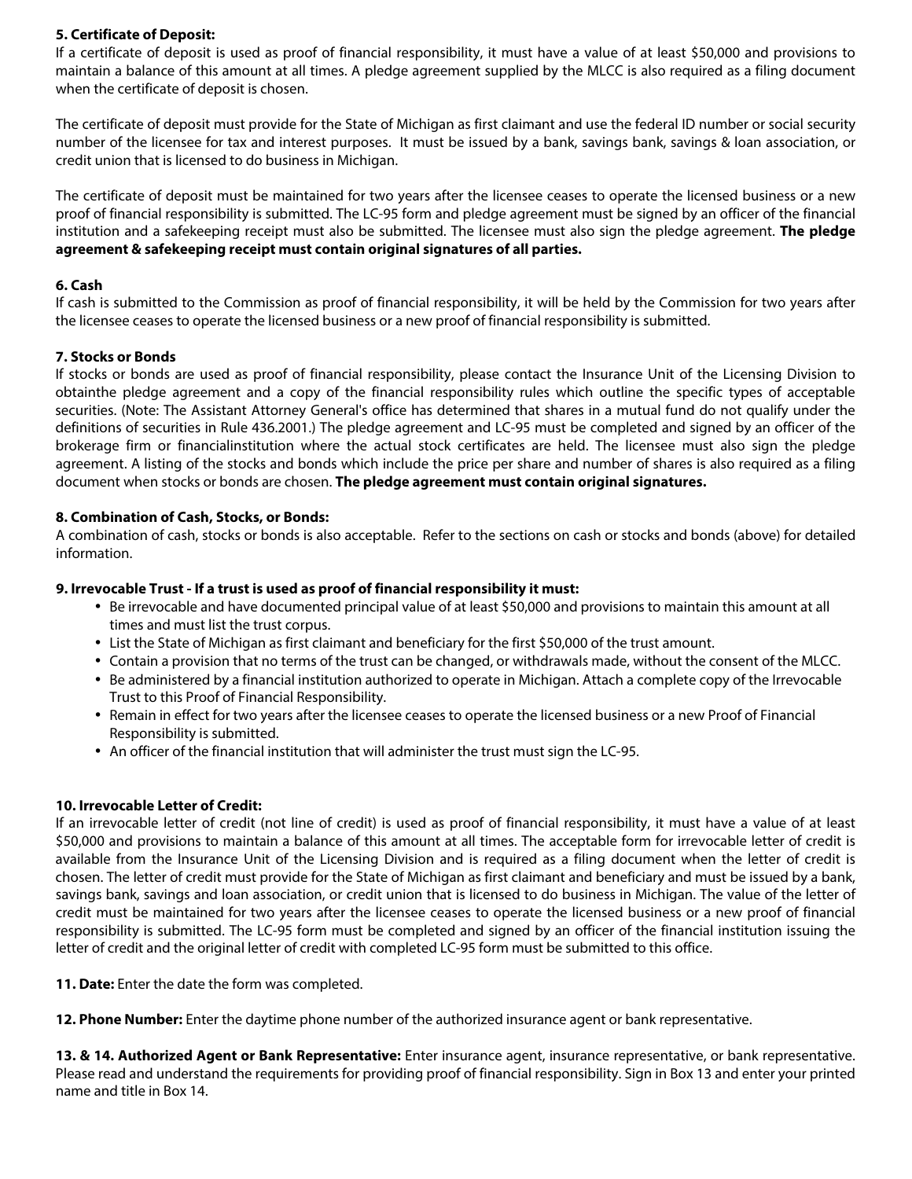**5. Certificate of Deposit:**

If a certificate of deposit is used as proof of financial responsibility, it must have a value of at least $50,000 and provisions to maintain a balance of this amount at all times. A pledge agreement supplied by the MLCC is also required as a filing document when the certificate of deposit is chosen.

The certificate of deposit must provide for the State of Michigan as first claimant and use the federal ID number or social security number of the licensee for tax and interest purposes. It must be issued by a bank, savings bank, savings & loan association, or credit union that is licensed to do business in Michigan.

The certificate of deposit must be maintained for two years after the licensee ceases to operate the licensed business or a new proof of financial responsibility is submitted. The LC-95 form and pledge agreement must be signed by an officer of the financial institution and a safekeeping receipt must also be submitted. The licensee must also sign the pledge agreement. **The pledge agreement & safekeeping receipt must contain original signatures of all parties.**

**6. Cash**

If cash is submitted to the Commission as proof of financial responsibility, it will be held by the Commission for two years after the licensee ceases to operate the licensed business or a new proof of financial responsibility is submitted.

**7. Stocks or Bonds**

If stocks or bonds are used as proof of financial responsibility, please contact the Insurance Unit of the Licensing Division to obtainthe pledge agreement and a copy of the financial responsibility rules which outline the specific types of acceptable securities. (Note: The Assistant Attorney General's office has determined that shares in a mutual fund do not qualify under the definitions of securities in Rule 436.2001.) The pledge agreement and LC-95 must be completed and signed by an officer of the brokerage firm or financialinstitution where the actual stock certificates are held. The licensee must also sign the pledge agreement. A listing of the stocks and bonds which include the price per share and number of shares is also required as a filing document when stocks or bonds are chosen. **The pledge agreement must contain original signatures.**

**8. Combination of Cash, Stocks, or Bonds:**

A combination of cash, stocks or bonds is also acceptable. Refer to the sections on cash or stocks and bonds (above) for detailed information.

**9. Irrevocable Trust - If a trust is used as proof of financial responsibility it must:**

- Be irrevocable and have documented principal value of at least $50,000 and provisions to maintain this amount at all times and must list the trust corpus.
- List the State of Michigan as first claimant and beneficiary for the first $50,000 of the trust amount.
- Contain a provision that no terms of the trust can be changed, or withdrawals made, without the consent of the MLCC.
- Be administered by a financial institution authorized to operate in Michigan. Attach a complete copy of the Irrevocable Trust to this Proof of Financial Responsibility.
- Remain in effect for two years after the licensee ceases to operate the licensed business or a new Proof of Financial Responsibility is submitted.
- An officer of the financial institution that will administer the trust must sign the LC-95.

**10. Irrevocable Letter of Credit:**

If an irrevocable letter of credit (not line of credit) is used as proof of financial responsibility, it must have a value of at least $50,000 and provisions to maintain a balance of this amount at all times. The acceptable form for irrevocable letter of credit is available from the Insurance Unit of the Licensing Division and is required as a filing document when the letter of credit is chosen. The letter of credit must provide for the State of Michigan as first claimant and beneficiary and must be issued by a bank, savings bank, savings and loan association, or credit union that is licensed to do business in Michigan. The value of the letter of credit must be maintained for two years after the licensee ceases to operate the licensed business or a new proof of financial responsibility is submitted. The LC-95 form must be completed and signed by an officer of the financial institution issuing the letter of credit and the original letter of credit with completed LC-95 form must be submitted to this office.

**11. Date:** Enter the date the form was completed.

**12. Phone Number:** Enter the daytime phone number of the authorized insurance agent or bank representative.

**13. & 14. Authorized Agent or Bank Representative:** Enter insurance agent, insurance representative, or bank representative. Please read and understand the requirements for providing proof of financial responsibility. Sign in Box 13 and enter your printed name and title in Box 14.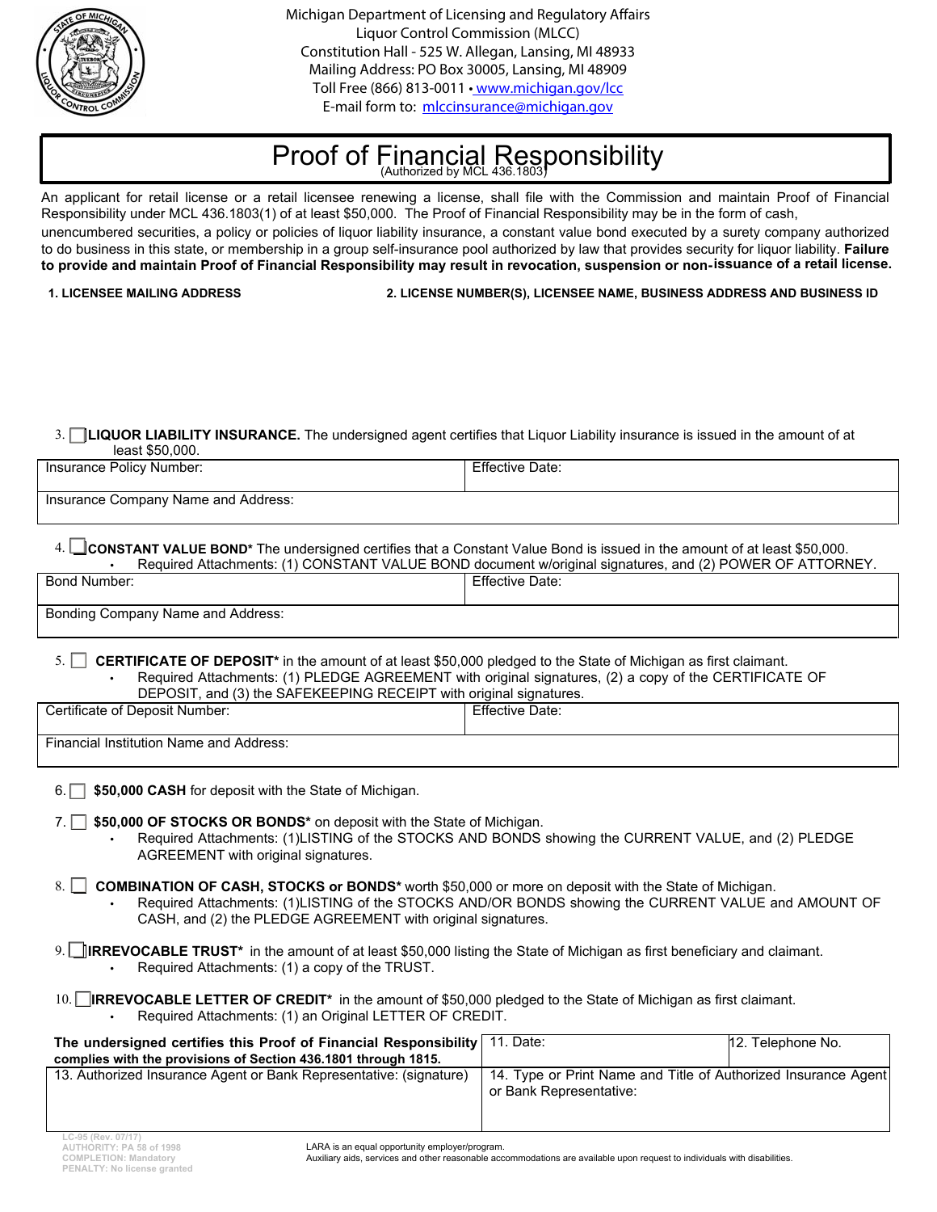Michigan Department of Licensing and Regulatory Affairs
Liquor Control Commission (MLCC)
Constitution Hall - 525 W. Allegan, Lansing, MI 48933
Mailing Address: PO Box 30005, Lansing, MI 48909
Toll Free (866) 813-0011 • www.michigan.gov/lcc
E-mail form to: mlccinsurance@michigan.gov

# Proof of Financial Responsibility

(Authorized by MCL 436.1803)

An applicant for retail license or a retail licensee renewing a license, shall file with the Commission and maintain Proof of Financial Responsibility under MCL 436.1803(1) of at least $50,000. The Proof of Financial Responsibility may be in the form of cash, unencumbered securities, a policy or policies of liquor liability insurance, a constant value bond executed by a surety company authorized to do business in this state, or membership in a group self-insurance pool authorized by law that provides security for liquor liability. **Failure to provide and maintain Proof of Financial Responsibility may result in revocation, suspension or non-issuance of a retail license.**

**1. LICENSEE MAILING ADDRESS**

**2. LICENSE NUMBER(S), LICENSEE NAME, BUSINESS ADDRESS AND BUSINESS ID**

3. ☐ **LIQUOR LIABILITY INSURANCE.** The undersigned agent certifies that Liquor Liability insurance is issued in the amount of at least $50,000.

| | |
|---|---|
| Insurance Policy Number: | Effective Date: |
| Insurance Company Name and Address: | |

4. ☐ **CONSTANT VALUE BOND*** The undersigned certifies that a Constant Value Bond is issued in the amount of at least $50,000.
   - Required Attachments: (1) CONSTANT VALUE BOND document w/original signatures, and (2) POWER OF ATTORNEY.

| | |
|---|---|
| Bond Number: | Effective Date: |
| Bonding Company Name and Address: | |

5. ☐ **CERTIFICATE OF DEPOSIT*** in the amount of at least $50,000 pledged to the State of Michigan as first claimant.
   - Required Attachments: (1) PLEDGE AGREEMENT with original signatures, (2) a copy of the CERTIFICATE OF DEPOSIT, and (3) the SAFEKEEPING RECEIPT with original signatures.

| | |
|---|---|
| Certificate of Deposit Number: | Effective Date: |
| Financial Institution Name and Address: | |

6. ☐ **$50,000 CASH** for deposit with the State of Michigan.

7. ☐ **$50,000 OF STOCKS OR BONDS*** on deposit with the State of Michigan.
   - Required Attachments: (1)LISTING of the STOCKS AND BONDS showing the CURRENT VALUE, and (2) PLEDGE AGREEMENT with original signatures.

8. ☐ **COMBINATION OF CASH, STOCKS or BONDS*** worth $50,000 or more on deposit with the State of Michigan.
   - Required Attachments: (1)LISTING of the STOCKS AND/OR BONDS showing the CURRENT VALUE and AMOUNT OF CASH, and (2) the PLEDGE AGREEMENT with original signatures.

9. ☐ **IRREVOCABLE TRUST*** in the amount of at least $50,000 listing the State of Michigan as first beneficiary and claimant.
   - Required Attachments: (1) a copy of the TRUST.

10. ☐ **IRREVOCABLE LETTER OF CREDIT*** in the amount of $50,000 pledged to the State of Michigan as first claimant.
    - Required Attachments: (1) an Original LETTER OF CREDIT.

| | | |
|---|---|---|
| **The undersigned certifies this Proof of Financial Responsibility complies with the provisions of Section 436.1801 through 1815.** | 11. Date: | 12. Telephone No. |
| 13. Authorized Insurance Agent or Bank Representative: (signature) | 14. Type or Print Name and Title of Authorized Insurance Agent or Bank Representative: | |

LC-95 (Rev. 07/17)
AUTHORITY: PA 58 of 1998
COMPLETION: Mandatory
PENALTY: No license granted

LARA is an equal opportunity employer/program.
Auxiliary aids, services and other reasonable accommodations are available upon request to individuals with disabilities.